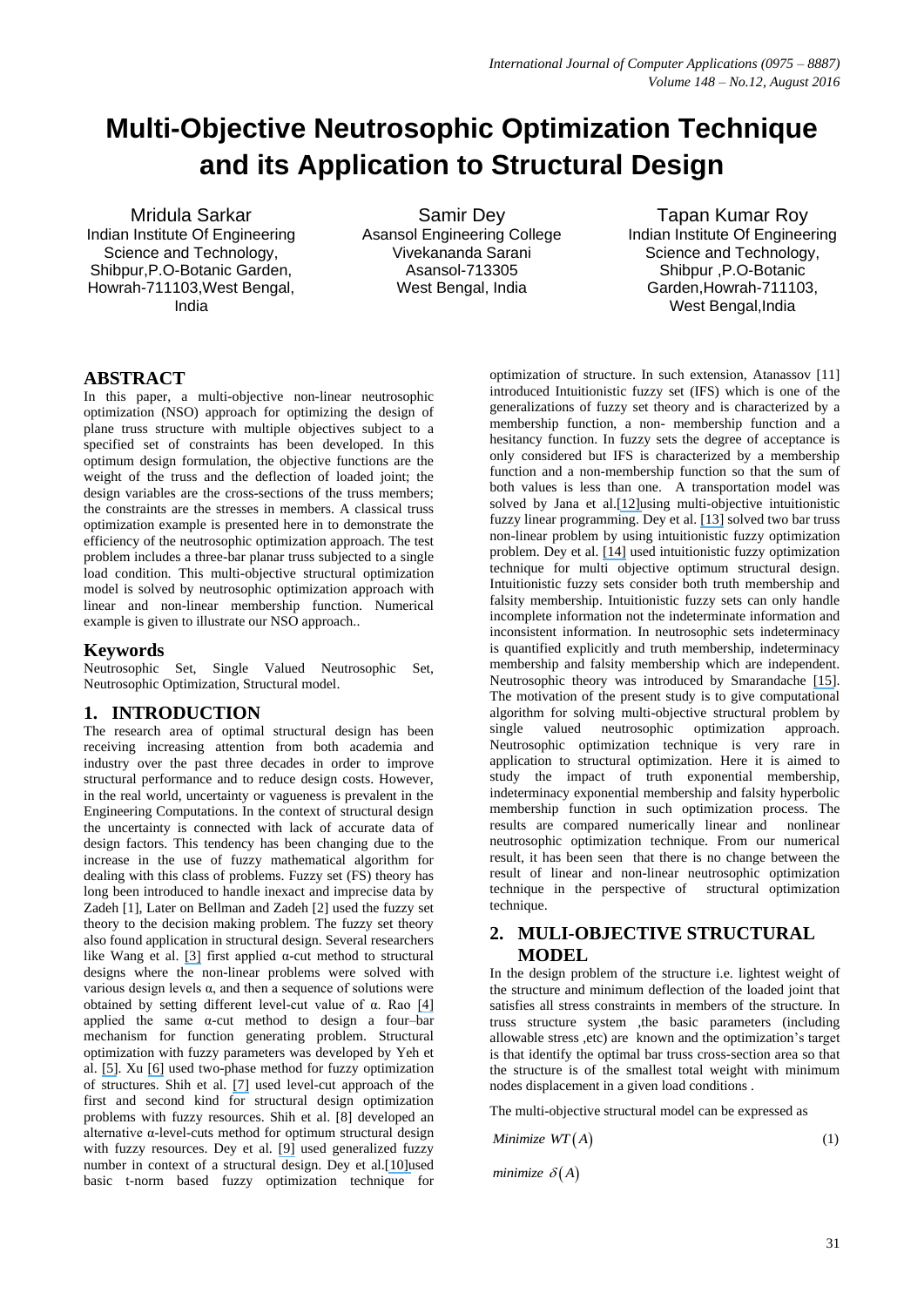# Multi-Objective Neutrosophic Optimization Technique and its Application to Structural Design

Mridula Sarkar
Indian Institute Of Engineering Science and Technology, Shibpur,P.O-Botanic Garden, Howrah-711103,West Bengal, India

Samir Dey
Asansol Engineering College
Vivekananda Sarani
Asansol-713305
West Bengal, India

Tapan Kumar Roy
Indian Institute Of Engineering Science and Technology, Shibpur ,P.O-Botanic Garden,Howrah-711103, West Bengal,India

## ABSTRACT

In this paper, a multi-objective non-linear neutrosophic optimization (NSO) approach for optimizing the design of plane truss structure with multiple objectives subject to a specified set of constraints has been developed. In this optimum design formulation, the objective functions are the weight of the truss and the deflection of loaded joint; the design variables are the cross-sections of the truss members; the constraints are the stresses in members. A classical truss optimization example is presented here in to demonstrate the efficiency of the neutrosophic optimization approach. The test problem includes a three-bar planar truss subjected to a single load condition. This multi-objective structural optimization model is solved by neutrosophic optimization approach with linear and non-linear membership function. Numerical example is given to illustrate our NSO approach..

## Keywords

Neutrosophic Set, Single Valued Neutrosophic Set, Neutrosophic Optimization, Structural model.

## 1. INTRODUCTION

The research area of optimal structural design has been receiving increasing attention from both academia and industry over the past three decades in order to improve structural performance and to reduce design costs. However, in the real world, uncertainty or vagueness is prevalent in the Engineering Computations. In the context of structural design the uncertainty is connected with lack of accurate data of design factors. This tendency has been changing due to the increase in the use of fuzzy mathematical algorithm for dealing with this class of problems. Fuzzy set (FS) theory has long been introduced to handle inexact and imprecise data by Zadeh [1], Later on Bellman and Zadeh [2] used the fuzzy set theory to the decision making problem. The fuzzy set theory also found application in structural design. Several researchers like Wang et al. [3] first applied α-cut method to structural designs where the non-linear problems were solved with various design levels α, and then a sequence of solutions were obtained by setting different level-cut value of α. Rao [4] applied the same α-cut method to design a four–bar mechanism for function generating problem. Structural optimization with fuzzy parameters was developed by Yeh et al. [5]. Xu [6] used two-phase method for fuzzy optimization of structures. Shih et al. [7] used level-cut approach of the first and second kind for structural design optimization problems with fuzzy resources. Shih et al. [8] developed an alternative α-level-cuts method for optimum structural design with fuzzy resources. Dey et al. [9] used generalized fuzzy number in context of a structural design. Dey et al.[10]used basic t-norm based fuzzy optimization technique for optimization of structure. In such extension, Atanassov [11] introduced Intuitionistic fuzzy set (IFS) which is one of the generalizations of fuzzy set theory and is characterized by a membership function, a non- membership function and a hesitancy function. In fuzzy sets the degree of acceptance is only considered but IFS is characterized by a membership function and a non-membership function so that the sum of both values is less than one. A transportation model was solved by Jana et al.[12]using multi-objective intuitionistic fuzzy linear programming. Dey et al. [13] solved two bar truss non-linear problem by using intuitionistic fuzzy optimization problem. Dey et al. [14] used intuitionistic fuzzy optimization technique for multi objective optimum structural design. Intuitionistic fuzzy sets consider both truth membership and falsity membership. Intuitionistic fuzzy sets can only handle incomplete information not the indeterminate information and inconsistent information. In neutrosophic sets indeterminacy is quantified explicitly and truth membership, indeterminacy membership and falsity membership which are independent. Neutrosophic theory was introduced by Smarandache [15]. The motivation of the present study is to give computational algorithm for solving multi-objective structural problem by single valued neutrosophic optimization approach. Neutrosophic optimization technique is very rare in application to structural optimization. Here it is aimed to study the impact of truth exponential membership, indeterminacy exponential membership and falsity hyperbolic membership function in such optimization process. The results are compared numerically linear and nonlinear neutrosophic optimization technique. From our numerical result, it has been seen that there is no change between the result of linear and non-linear neutrosophic optimization technique in the perspective of structural optimization technique.

## 2. MULI-OBJECTIVE STRUCTURAL MODEL

In the design problem of the structure i.e. lightest weight of the structure and minimum deflection of the loaded joint that satisfies all stress constraints in members of the structure. In truss structure system ,the basic parameters (including allowable stress ,etc) are known and the optimization's target is that identify the optimal bar truss cross-section area so that the structure is of the smallest total weight with minimum nodes displacement in a given load conditions .

The multi-objective structural model can be expressed as

$$Minimize\ WT(A) \tag{1}$$

$$minimize\ \delta(A)$$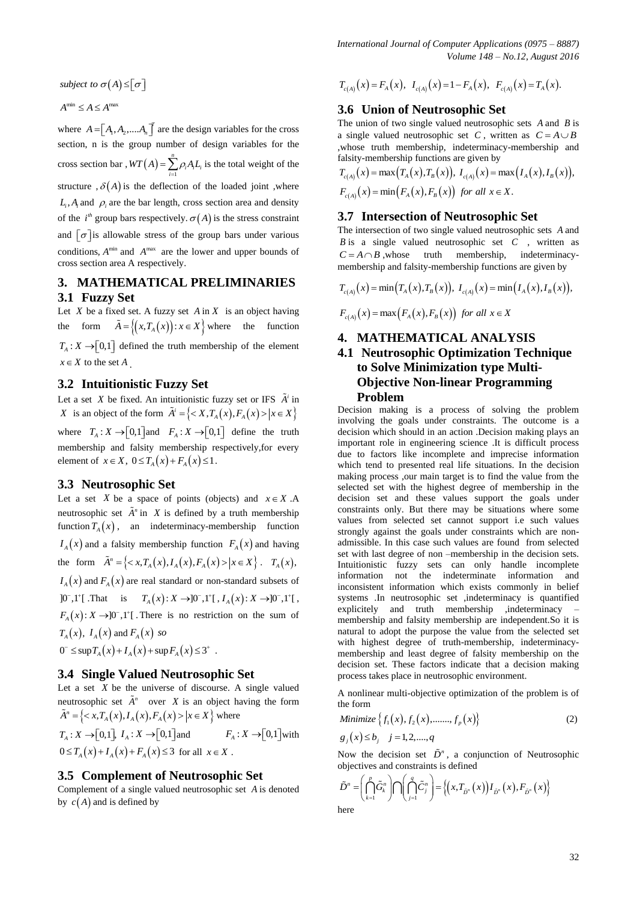*subject to* $\sigma(A) \le [\sigma]$

$A^{\min} \le A \le A^{\max}$

where $A = [A_1, A_2, ....A_n]^T$ are the design variables for the cross section, n is the group number of design variables for the cross section bar , $WT(A) = \sum_{i=1}^{n} \rho_i A_i L_i$ is the total weight of the structure , $\delta(A)$ is the deflection of the loaded joint ,where $L_i, A_i$ and $\rho_i$ are the bar length, cross section area and density of the $i^{th}$ group bars respectively. $\sigma(A)$ is the stress constraint and $[\sigma]$ is allowable stress of the group bars under various conditions, $A^{\min}$ and $A^{\max}$ are the lower and upper bounds of cross section area A respectively.

# 3. MATHEMATICAL PRELIMINARIES

## 3.1 Fuzzy Set

Let $X$ be a fixed set. A fuzzy set $A$ in $X$ is an object having the form $\tilde{A} = \{(x, T_A(x)) : x \in X\}$ where the function $T_A : X \to [0,1]$ defined the truth membership of the element $x \in X$ to the set $A$.

## 3.2 Intuitionistic Fuzzy Set

Let a set $X$ be fixed. An intuitionistic fuzzy set or IFS $\tilde{A}^i$ in $X$ is an object of the form $\tilde{A}^i = \{< X, T_A(x), F_A(x) > | x \in X\}$ where $T_A : X \to [0,1]$ and $F_A : X \to [0,1]$ define the truth membership and falsity membership respectively,for every element of $x \in X$, $0 \le T_A(x) + F_A(x) \le 1$.

## 3.3 Neutrosophic Set

Let a set $X$ be a space of points (objects) and $x \in X$ .A neutrosophic set $\tilde{A}^n$ in $X$ is defined by a truth membership function $T_A(x)$, an indeterminacy-membership function $I_A(x)$ and a falsity membership function $F_A(x)$ and having the form $\tilde{A}^n = \{< x, T_A(x), I_A(x), F_A(x) > | x \in X\}$. $T_A(x)$, $I_A(x)$ and $F_A(x)$ are real standard or non-standard subsets of $]0^-, 1^+[$ .That is $T_A(x) : X \to ]0^-, 1^+[$ , $I_A(x) : X \to ]0^-, 1^+[$ , $F_A(x) : X \to ]0^-, 1^+[$ . There is no restriction on the sum of $T_A(x)$, $I_A(x)$ and $F_A(x)$ *so*

$0^- \le \sup T_A(x) + I_A(x) + \sup F_A(x) \le 3^+$ .

## 3.4 Single Valued Neutrosophic Set

Let a set $X$ be the universe of discourse. A single valued neutrosophic set $\tilde{A}^n$ over $X$ is an object having the form $\tilde{A}^n = \{< x, T_A(x), I_A(x), F_A(x) > | x \in X\}$ where $T_A : X \to [0,1]$, $I_A : X \to [0,1]$ and $F_A : X \to [0,1]$ with $0 \le T_A(x) + I_A(x) + F_A(x) \le 3$ for all $x \in X$ .

## 3.5 Complement of Neutrosophic Set

Complement of a single valued neutrosophic set $A$ is denoted by $c(A)$ and is defined by

$T_{c(A)}(x) = F_A(x),\ I_{c(A)}(x) = 1 - F_A(x),\ F_{c(A)}(x) = T_A(x).$

## 3.6 Union of Neutrosophic Set

The union of two single valued neutrosophic sets $A$ and $B$ is a single valued neutrosophic set $C$, written as $C = A \cup B$ ,whose truth membership, indeterminacy-membership and falsity-membership functions are given by

$T_{c(A)}(x) = \max(T_A(x), T_B(x)),\ I_{c(A)}(x) = \max(I_A(x), I_B(x)),$

$F_{c(A)}(x) = \min(F_A(x), F_B(x))$ *for all* $x \in X$.

## 3.7 Intersection of Neutrosophic Set

The intersection of two single valued neutrosophic sets $A$ and $B$ is a single valued neutrosophic set $C$ , written as $C = A \cap B$ ,whose truth membership, indeterminacy-membership and falsity-membership functions are given by

$T_{c(A)}(x) = \min(T_A(x), T_B(x)),\ I_{c(A)}(x) = \min(I_A(x), I_B(x)),$

$F_{c(A)}(x) = \max(F_A(x), F_B(x))$ *for all* $x \in X$

# 4. MATHEMATICAL ANALYSIS

## 4.1 Neutrosophic Optimization Technique to Solve Minimization type Multi-Objective Non-linear Programming Problem

Decision making is a process of solving the problem involving the goals under constraints. The outcome is a decision which should in an action .Decision making plays an important role in engineering science .It is difficult process due to factors like incomplete and imprecise information which tend to presented real life situations. In the decision making process ,our main target is to find the value from the selected set with the highest degree of membership in the decision set and these values support the goals under constraints only. But there may be situations where some values from selected set cannot support i.e such values strongly against the goals under constraints which are non-admissible. In this case such values are found from selected set with last degree of non –membership in the decision sets. Intuitionistic fuzzy sets can only handle incomplete information not the indeterminate information and inconsistent information which exists commonly in belief systems .In neutrosophic set ,indeterminacy is quantified explicitly and truth membership ,indeterminacy –membership and falsity membership are independent.So it is natural to adopt the purpose the value from the selected set with highest degree of truth-membership, indeterminacy-membership and least degree of falsity membership on the decision set. These factors indicate that a decision making process takes place in neutrosophic environment.

A nonlinear multi-objective optimization of the problem is of the form

$$Minimize\ \{f_1(x), f_2(x), ......., f_p(x)\} \tag{2}$$

$g_j(x) \le b_j \quad j = 1, 2, ...., q$

Now the decision set $\tilde{D}^n$, a conjunction of Neutrosophic objectives and constraints is defined

$$\tilde{D}^n = \left(\bigcap_{k=1}^{p} \tilde{G}_k^n\right) \bigcap \left(\bigcap_{j=1}^{q} \tilde{C}_j^n\right) = \left\{\left(x, T_{\tilde{D}^n}(x)\right) I_{\tilde{D}^n}(x), F_{\tilde{D}^n}(x)\right\}$$

here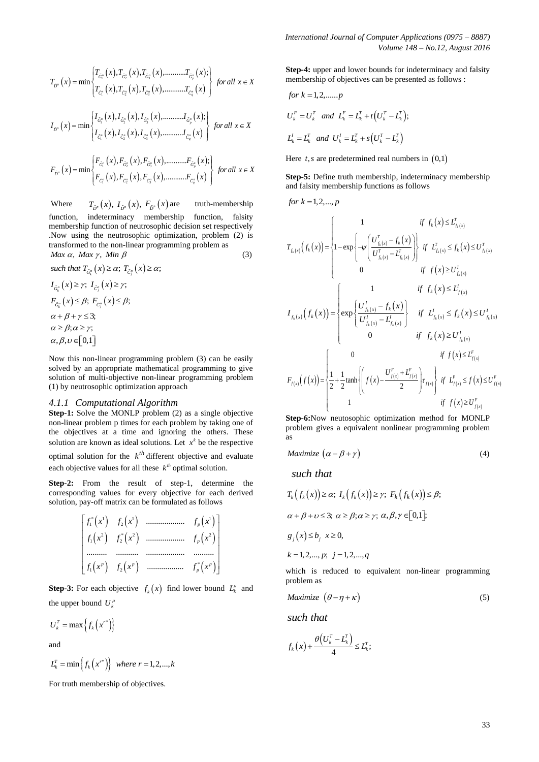$$T_{\tilde{D}^n}(x) = \min\begin{Bmatrix} T_{\tilde{G}_1^n}(x), T_{\tilde{G}_2^n}(x), T_{\tilde{G}_3^n}(x), \ldots\ldots\ldots T_{\tilde{G}_p^n}(x); \\ T_{\tilde{C}_1^n}(x), T_{\tilde{C}_2^n}(x), T_{\tilde{C}_3^n}(x), \ldots\ldots\ldots T_{\tilde{C}_q^n}(x) \end{Bmatrix} \text{ for all } x \in X$$

$$I_{\tilde{D}^n}(x) = \min\begin{Bmatrix} I_{\tilde{G}_1^n}(x), I_{\tilde{G}_2^n}(x), I_{\tilde{G}_3^n}(x), \ldots\ldots\ldots I_{\tilde{G}_p^n}(x); \\ I_{\tilde{C}_1^n}(x), I_{\tilde{C}_2^n}(x), I_{\tilde{C}_3^n}(x), \ldots\ldots\ldots I_{\tilde{C}_q^n}(x) \end{Bmatrix} \text{ for all } x \in X$$

$$F_{\tilde{D}^n}(x) = \min\begin{Bmatrix} F_{\tilde{G}_1^n}(x), F_{\tilde{G}_2^n}(x), F_{\tilde{G}_3^n}(x), \ldots\ldots\ldots F_{\tilde{G}_p^n}(x); \\ F_{\tilde{C}_1^n}(x), F_{\tilde{C}_2^n}(x), F_{\tilde{C}_3^n}(x), \ldots\ldots\ldots F_{\tilde{C}_q^n}(x) \end{Bmatrix} \text{ for all } x \in X$$

Where $T_{\tilde{D}^n}(x),\ I_{\tilde{D}^n}(x),\ F_{\tilde{D}^n}(x)$ are truth-membership function, indeterminacy membership function, falsity membership function of neutrosophic decision set respectively .Now using the neutrosophic optimization, problem (2) is transformed to the non-linear programming problem as

$$Max\ \alpha,\ Max\ \gamma,\ Min\ \beta \tag{3}$$

$$\begin{aligned}
&\text{such that } T_{\tilde{G}_k^n}(x) \ge \alpha;\ T_{\tilde{C}_j^n}(x) \ge \alpha; \\
&I_{\tilde{G}_k^n}(x) \ge \gamma;\ I_{\tilde{C}_j^n}(x) \ge \gamma; \\
&F_{\tilde{G}_k^n}(x) \le \beta;\ F_{\tilde{C}_j^n}(x) \le \beta; \\
&\alpha + \beta + \gamma \le 3; \\
&\alpha \ge \beta; \alpha \ge \gamma; \\
&\alpha, \beta, \upsilon \in [0,1]
\end{aligned}$$

Now this non-linear programming problem (3) can be easily solved by an appropriate mathematical programming to give solution of multi-objective non-linear programming problem (1) by neutrosophic optimization approach

#### 4.1.1 Computational Algorithm

**Step-1:** Solve the MONLP problem (2) as a single objective non-linear problem p times for each problem by taking one of the objectives at a time and ignoring the others. These solution are known as ideal solutions. Let $x^k$ be the respective optimal solution for the $k^{th}$ different objective and evaluate each objective values for all these $k^{th}$ optimal solution.

**Step-2:** From the result of step-1, determine the corresponding values for every objective for each derived solution, pay-off matrix can be formulated as follows

$$\begin{bmatrix} f_1^*(x^1) & f_2(x^1) & \ldots\ldots\ldots\ldots\ldots & f_p(x^1) \\ f_1(x^2) & f_2^*(x^2) & \ldots\ldots\ldots\ldots\ldots & f_p(x^2) \\ \ldots\ldots\ldots & \ldots\ldots\ldots & \ldots\ldots\ldots\ldots\ldots & \ldots\ldots\ldots \\ f_1(x^p) & f_2(x^p) & \ldots\ldots\ldots\ldots\ldots & f_p^*(x^p) \end{bmatrix}$$

**Step-3:** For each objective $f_k(x)$ find lower bound $L_k^{\mu}$ and the upper bound $U_k^{\mu}$

$$U_k^T = \max\left\{f_k\left(x^{r*}\right)\right\}$$

and

$$L_k^T = \min\left\{f_k\left(x^{r*}\right)\right\} \text{ where } r = 1,2,\ldots,k$$

For truth membership of objectives.

**Step-4:** upper and lower bounds for indeterminacy and falsity membership of objectives can be presented as follows :

$$\text{for } k = 1,2,\ldots\ldots p$$

$$U_k^F = U_k^T \text{ and } L_k^F = L_k^T + t\left(U_k^T - L_k^T\right);$$

$$L_k^I = L_k^T \text{ and } U_k^I = L_k^T + s\left(U_k^T - L_k^T\right)$$

Here $t, s$ are predetermined real numbers in $(0,1)$

**Step-5:** Define truth membership, indeterminacy membership and falsity membership functions as follows

$$\text{for } k = 1,2,\ldots,p$$

$$T_{f_k(x)}\left(f_k(x)\right) = \begin{cases} 1 & \text{if } f_k(x) \le L_{f_k(x)}^T \\ 1 - \exp\left\{-\psi\left(\dfrac{U_{f_k(x)}^T - f_k(x)}{U_{f_k(x)}^T - L_{f_k(x)}^T}\right)\right\} & \text{if } L_{f_k(x)}^T \le f_k(x) \le U_{f_k(x)}^T \\ 0 & \text{if } f(x) \ge U_{f_k(x)}^T \end{cases}$$

$$I_{f_k(x)}\left(f_k(x)\right) = \begin{cases} 1 & \text{if } f_k(x) \le L_{f(x)}^I \\ \exp\left\{\dfrac{U_{f_k(x)}^I - f_k(x)}{U_{f_k(x)}^I - L_{f_k(x)}^I}\right\} & \text{if } L_{f_k(x)}^I \le f_k(x) \le U_{f_k(x)}^I \\ 0 & \text{if } f_k(x) \ge U_{f_k(x)}^I \end{cases}$$

$$F_{f(x)}\left(f(x)\right) = \begin{cases} 0 & \text{if } f(x) \le L_{f(x)}^F \\ \dfrac{1}{2} + \dfrac{1}{2}\tanh\left\{\left(f(x) - \dfrac{U_{f(x)}^F + L_{f(x)}^F}{2}\right)\tau_{f(x)}\right\} & \text{if } L_{f(x)}^F \le f(x) \le U_{f(x)}^F \\ 1 & \text{if } f(x) \ge U_{f(x)}^F \end{cases}$$

**Step-6:**Now neutosophic optimization method for MONLP problem gives a equivalent nonlinear programming problem as

$$Maximize\ \left(\alpha - \beta + \gamma\right) \tag{4}$$

*such that*

$$\begin{aligned}
&T_k\left(f_k(x)\right) \ge \alpha;\ I_k\left(f_k(x)\right) \ge \gamma;\ F_k\left(f_k(x)\right) \le \beta; \\
&\alpha + \beta + \upsilon \le 3;\ \alpha \ge \beta; \alpha \ge \gamma;\ \alpha, \beta, \gamma \in [0,1]; \\
&g_j(x) \le b_j\ \ x \ge 0, \\
&k = 1,2,\ldots,p;\ \ j = 1,2,\ldots,q
\end{aligned}$$

which is reduced to equivalent non-linear programming problem as

$$Maximize\ \left(\theta - \eta + \kappa\right) \tag{5}$$

*such that*

$$f_k(x) + \frac{\theta\left(U_k^T - L_k^T\right)}{4} \le L_k^T;$$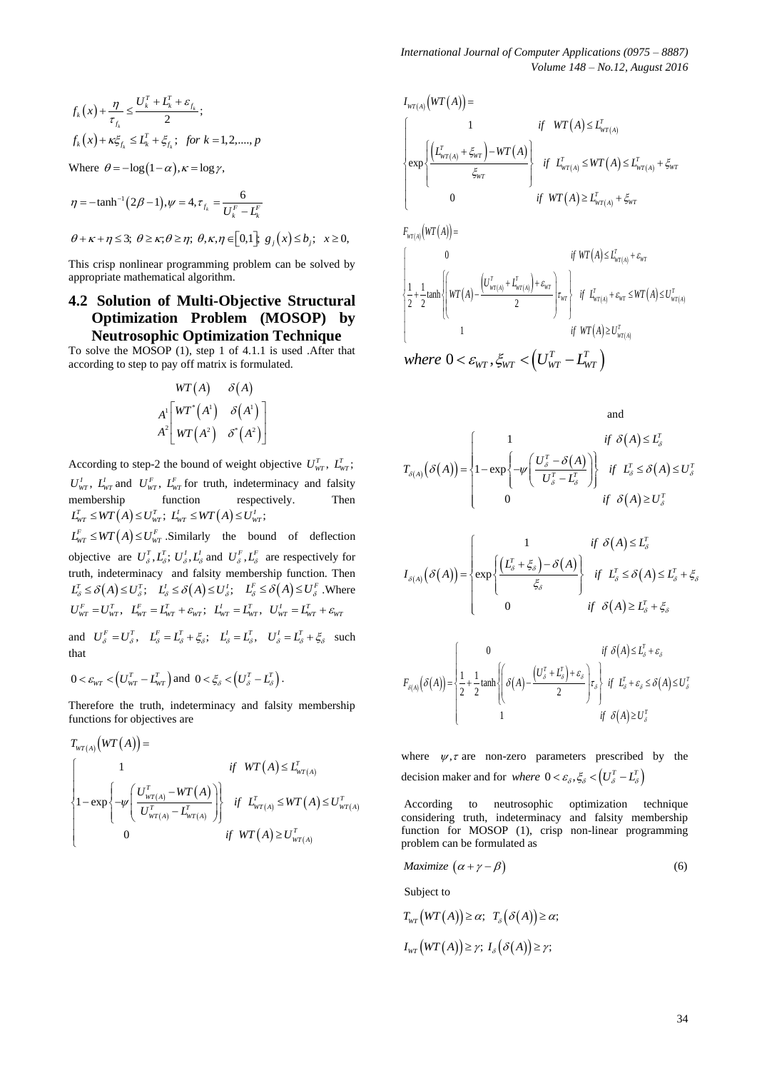$$f_k(x) + \frac{\eta}{\tau_{f_k}} \le \frac{U_k^T + L_k^T + \varepsilon_{f_k}}{2};$$

$$f_k(x) + \kappa \xi_{f_k} \le L_k^T + \xi_{f_k}; \quad for\ k = 1,2,....,p$$

Where $\theta = -\log(1-\alpha), \kappa = \log \gamma,$

$$\eta = -\tanh^{-1}(2\beta - 1), \psi = 4, \tau_{f_k} = \frac{6}{U_k^F - L_k^F}$$

$$\theta + \kappa + \eta \le 3;\ \theta \ge \kappa; \theta \ge \eta;\ \theta, \kappa, \eta \in [0,1];\ g_j(x) \le b_j;\ \ x \ge 0,$$

This crisp nonlinear programming problem can be solved by appropriate mathematical algorithm.

## 4.2 Solution of Multi-Objective Structural Optimization Problem (MOSOP) by Neutrosophic Optimization Technique

To solve the MOSOP (1), step 1 of 4.1.1 is used .After that according to step to pay off matrix is formulated.

$$\begin{array}{c} \\ A^1 \\ A^2 \end{array} \begin{array}{c} \begin{array}{cc} WT(A) & \delta(A) \end{array} \\ \begin{bmatrix} WT^*(A^1) & \delta(A^1) \\ WT(A^2) & \delta^*(A^2) \end{bmatrix} \end{array}$$

According to step-2 the bound of weight objective $U_{WT}^T,\ L_{WT}^T$; $U_{WT}^I,\ L_{WT}^I$ and $U_{WT}^F,\ L_{WT}^F$ for truth, indeterminacy and falsity membership function respectively. Then $L_{WT}^T \le WT(A) \le U_{WT}^T;\ L_{WT}^I \le WT(A) \le U_{WT}^I;$ $L_{WT}^F \le WT(A) \le U_{WT}^F$ .Similarly the bound of deflection objective are $U_\delta^T, L_\delta^T;\ U_\delta^I, L_\delta^I$ and $U_\delta^F, L_\delta^F$ are respectively for truth, indeterminacy and falsity membership function. Then $L_\delta^T \le \delta(A) \le U_\delta^T;\quad L_\delta^I \le \delta(A) \le U_\delta^I;\quad L_\delta^F \le \delta(A) \le U_\delta^F$ .Where $U_{WT}^F = U_{WT}^T,\ \ L_{WT}^F = L_{WT}^T + \varepsilon_{WT};\ \ L_{WT}^I = L_{WT}^T,\ \ U_{WT}^I = L_{WT}^T + \varepsilon_{WT}$

and $U_\delta^F = U_\delta^T,\ \ L_\delta^F = L_\delta^T + \xi_\delta;\ \ L_\delta^I = L_\delta^T,\ \ U_\delta^I = L_\delta^T + \xi_\delta$ such that

$0 < \varepsilon_{WT} < (U_{WT}^T - L_{WT}^T)$ and $0 < \xi_\delta < (U_\delta^T - L_\delta^T)$.

Therefore the truth, indeterminacy and falsity membership functions for objectives are

$$T_{WT(A)}(WT(A)) = \begin{cases} 1 & if \quad WT(A) \le L_{WT(A)}^T \\ 1 - \exp\left\{-\psi\left(\dfrac{U_{WT(A)}^T - WT(A)}{U_{WT(A)}^T - L_{WT(A)}^T}\right)\right\} & if \quad L_{WT(A)}^T \le WT(A) \le U_{WT(A)}^T \\ 0 & if \quad WT(A) \ge U_{WT(A)}^T \end{cases}$$

$$I_{WT(A)}(WT(A)) = \begin{cases} 1 & if \quad WT(A) \le L_{WT(A)}^T \\ \exp\left\{\dfrac{\left(L_{WT(A)}^T + \xi_{WT}\right) - WT(A)}{\xi_{WT}}\right\} & if \quad L_{WT(A)}^T \le WT(A) \le L_{WT(A)}^T + \xi_{WT} \\ 0 & if \quad WT(A) \ge L_{WT(A)}^T + \xi_{WT} \end{cases}$$

$$F_{WT(A)}(WT(A)) = \begin{cases} 0 & if\ WT(A) \le L_{WT(A)}^T + \varepsilon_{WT} \\ \dfrac{1}{2} + \dfrac{1}{2}\tanh\left\{\left(WT(A) - \dfrac{\left(U_{WT(A)}^T + L_{WT(A)}^T\right) + \varepsilon_{WT}}{2}\right)\tau_{WT}\right\} & if\ L_{WT(A)}^T + \varepsilon_{WT} \le WT(A) \le U_{WT(A)}^T \\ 1 & if\ WT(A) \ge U_{WT(A)}^T \end{cases}$$

$$where\ 0 < \varepsilon_{WT}, \xi_{WT} < \left(U_{WT}^T - L_{WT}^T\right)$$

and

$$T_{\delta(A)}(\delta(A)) = \begin{cases} 1 & if\ \ \delta(A) \le L_\delta^T \\ 1 - \exp\left\{-\psi\left(\dfrac{U_\delta^T - \delta(A)}{U_\delta^T - L_\delta^T}\right)\right\} & if\ \ L_\delta^T \le \delta(A) \le U_\delta^T \\ 0 & if\ \ \delta(A) \ge U_\delta^T \end{cases}$$

$$I_{\delta(A)}(\delta(A)) = \begin{cases} 1 & if\ \ \delta(A) \le L_\delta^T \\ \exp\left\{\dfrac{\left(L_\delta^T + \xi_\delta\right) - \delta(A)}{\xi_\delta}\right\} & if\ \ L_\delta^T \le \delta(A) \le L_\delta^T + \xi_\delta \\ 0 & if\ \ \delta(A) \ge L_\delta^T + \xi_\delta \end{cases}$$

$$F_{\delta(A)}(\delta(A)) = \begin{cases} 0 & if\ \delta(A) \le L_\delta^T + \varepsilon_\delta \\ \dfrac{1}{2} + \dfrac{1}{2}\tanh\left\{\left(\delta(A) - \dfrac{\left(U_\delta^T + L_\delta^T\right) + \varepsilon_\delta}{2}\right)\tau_\delta\right\} & if\ L_\delta^T + \varepsilon_\delta \le \delta(A) \le U_\delta^T \\ 1 & if\ \delta(A) \ge U_\delta^T \end{cases}$$

where $\psi, \tau$ are non-zero parameters prescribed by the decision maker and for $where\ 0 < \varepsilon_\delta, \xi_\delta < \left(U_\delta^T - L_\delta^T\right)$

According to neutrosophic optimization technique considering truth, indeterminacy and falsity membership function for MOSOP (1), crisp non-linear programming problem can be formulated as

$$Maximize\ (\alpha + \gamma - \beta) \tag{6}$$

Subject to

$$T_{WT}(WT(A)) \ge \alpha;\ \ T_\delta(\delta(A)) \ge \alpha;$$

$$I_{WT}(WT(A)) \ge \gamma;\ I_\delta(\delta(A)) \ge \gamma;$$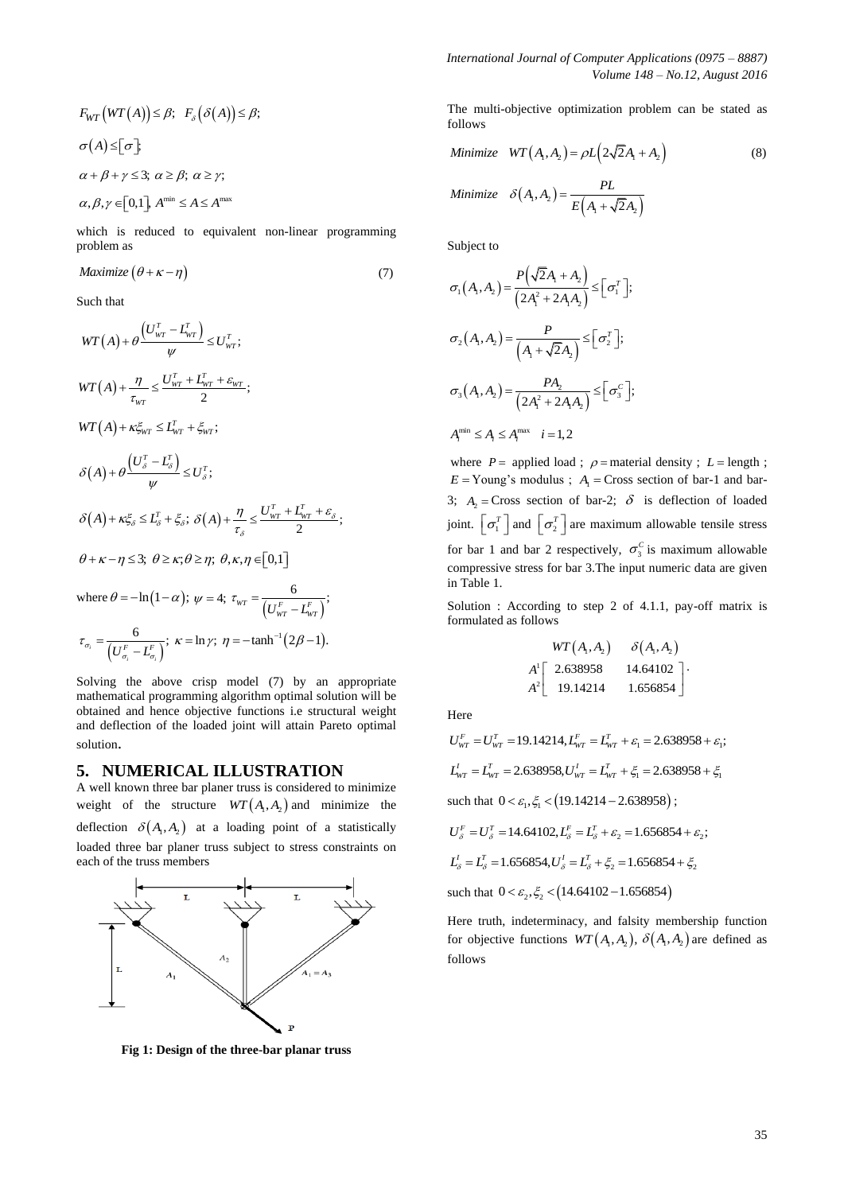$$F_{WT}\left(WT\left(A\right)\right) \leq \beta;\;\; F_{\delta}\left(\delta\left(A\right)\right) \leq \beta;$$

$$\sigma\left(A\right) \leq \left[\sigma\right];$$

$$\alpha + \beta + \gamma \leq 3;\; \alpha \geq \beta;\; \alpha \geq \gamma;$$

$$\alpha, \beta, \gamma \in \left[0,1\right],\; A^{\min} \leq A \leq A^{\max}$$

which is reduced to equivalent non-linear programming problem as

$$\text{Maximize}\left(\theta + \kappa - \eta\right) \tag{7}$$

Such that

$$WT\left(A\right) + \theta\frac{\left(U_{WT}^{T} - L_{WT}^{T}\right)}{\psi} \leq U_{WT}^{T};$$

$$WT\left(A\right) + \frac{\eta}{\tau_{WT}} \leq \frac{U_{WT}^{T} + L_{WT}^{T} + \varepsilon_{WT}}{2};$$

$$WT\left(A\right) + \kappa\xi_{WT} \leq L_{WT}^{T} + \xi_{WT};$$

$$\delta\left(A\right) + \theta\frac{\left(U_{\delta}^{T} - L_{\delta}^{T}\right)}{\psi} \leq U_{\delta}^{T};$$

$$\delta\left(A\right) + \kappa\xi_{\delta} \leq L_{\delta}^{T} + \xi_{\delta};\; \delta\left(A\right) + \frac{\eta}{\tau_{\delta}} \leq \frac{U_{WT}^{T} + L_{WT}^{T} + \varepsilon_{\delta}}{2};$$

$$\theta + \kappa - \eta \leq 3;\; \theta \geq \kappa; \theta \geq \eta;\; \theta, \kappa, \eta \in \left[0,1\right]$$

where $\theta = -\ln\left(1-\alpha\right);\; \psi = 4;\; \tau_{WT} = \dfrac{6}{\left(U_{WT}^{F} - L_{WT}^{F}\right)};$

$$\tau_{\sigma_i} = \frac{6}{\left(U_{\sigma_i}^{F} - L_{\sigma_i}^{F}\right)};\; \kappa = \ln\gamma;\; \eta = -\tanh^{-1}\left(2\beta - 1\right).$$

Solving the above crisp model (7) by an appropriate mathematical programming algorithm optimal solution will be obtained and hence objective functions i.e structural weight and deflection of the loaded joint will attain Pareto optimal solution.

## 5. NUMERICAL ILLUSTRATION

A well known three bar planer truss is considered to minimize weight of the structure $WT\left(A_1, A_2\right)$ and minimize the deflection $\delta\left(A_1, A_2\right)$ at a loading point of a statistically loaded three bar planer truss subject to stress constraints on each of the truss members

**Fig 1: Design of the three-bar planar truss**

The multi-objective optimization problem can be stated as follows

$$\text{Minimize}\quad WT\left(A_1, A_2\right) = \rho L\left(2\sqrt{2}A_1 + A_2\right) \tag{8}$$

$$\text{Minimize}\quad \delta\left(A_1, A_2\right) = \frac{PL}{E\left(A_1 + \sqrt{2}A_2\right)}$$

Subject to

$$\sigma_1\left(A_1, A_2\right) = \frac{P\left(\sqrt{2}A_1 + A_2\right)}{\left(2A_1^2 + 2A_1A_2\right)} \leq \left[\sigma_1^T\right];$$

$$\sigma_2\left(A_1, A_2\right) = \frac{P}{\left(A_1 + \sqrt{2}A_2\right)} \leq \left[\sigma_2^T\right];$$

$$\sigma_3\left(A_1, A_2\right) = \frac{PA_2}{\left(2A_1^2 + 2A_1A_2\right)} \leq \left[\sigma_3^C\right];$$

$$A_i^{\min} \leq A_i \leq A_i^{\max} \quad i = 1,2$$

where $P =$ applied load ; $\rho =$ material density ; $L =$ length ; $E =$ Young's modulus ; $A_1 =$ Cross section of bar-1 and bar-3; $A_2 =$ Cross section of bar-2; $\delta$ is deflection of loaded joint. $\left[\sigma_1^T\right]$ and $\left[\sigma_2^T\right]$ are maximum allowable tensile stress for bar 1 and bar 2 respectively, $\sigma_3^C$ is maximum allowable compressive stress for bar 3.The input numeric data are given in Table 1.

Solution : According to step 2 of 4.1.1, pay-off matrix is formulated as follows

$$\begin{array}{c} \\ A^1 \\ A^2 \end{array}\begin{array}{cc} WT\left(A_1, A_2\right) & \delta\left(A_1, A_2\right) \\ \left[\begin{array}{c} 2.638958 \\ 19.14214 \end{array}\right. & \left.\begin{array}{c} 14.64102 \\ 1.656854 \end{array}\right] \end{array}.$$

Here

$$U_{WT}^{F} = U_{WT}^{T} = 19.14214, L_{WT}^{F} = L_{WT}^{T} + \varepsilon_1 = 2.638958 + \varepsilon_1;$$

$$L_{WT}^{I} = L_{WT}^{T} = 2.638958, U_{WT}^{I} = L_{WT}^{T} + \xi_1 = 2.638958 + \xi_1$$

such that $0 < \varepsilon_1, \xi_1 < \left(19.14214 - 2.638958\right)$ ;

$$U_{\delta}^{F} = U_{\delta}^{T} = 14.64102, L_{\delta}^{F} = L_{\delta}^{T} + \varepsilon_2 = 1.656854 + \varepsilon_2;$$

$$L_{\delta}^{I} = L_{\delta}^{T} = 1.656854, U_{\delta}^{I} = L_{\delta}^{T} + \xi_2 = 1.656854 + \xi_2$$

such that $0 < \varepsilon_2, \xi_2 < \left(14.64102 - 1.656854\right)$

Here truth, indeterminacy, and falsity membership function for objective functions $WT\left(A_1, A_2\right)$, $\delta\left(A_1, A_2\right)$ are defined as follows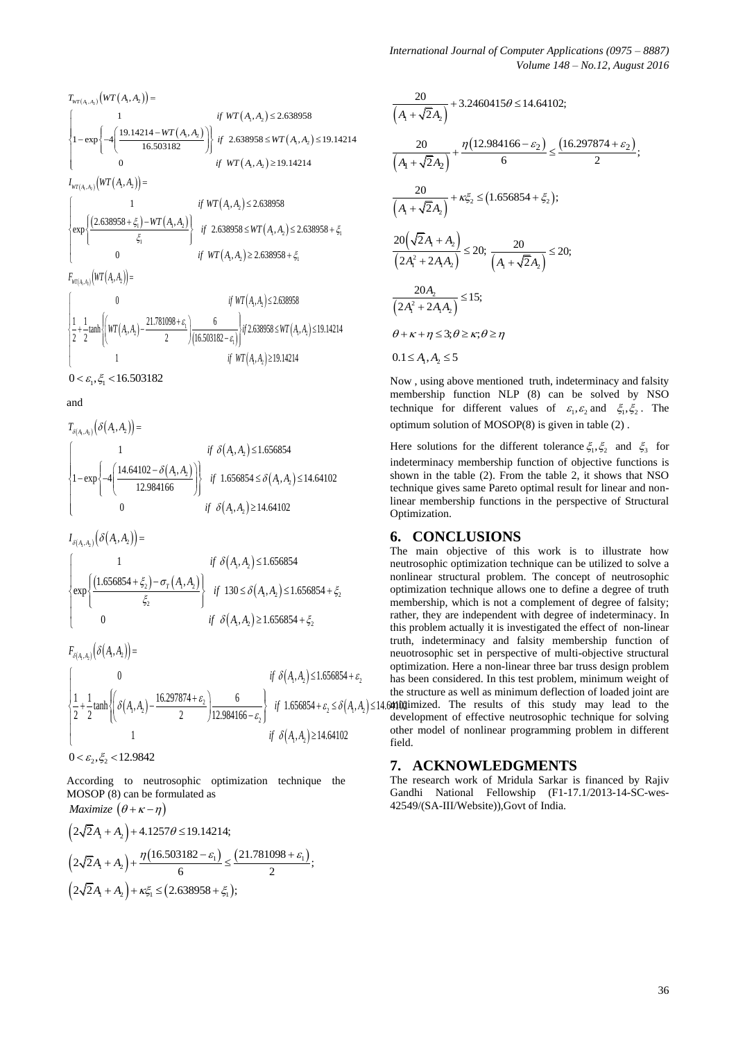$$T_{WT(A_1,A_2)}\left(WT(A_1,A_2)\right)=\begin{cases}1 & \text{if } WT(A_1,A_2)\le 2.638958\\ 1-\exp\left\{-4\left(\dfrac{19.14214-WT(A_1,A_2)}{16.503182}\right)\right\} & \text{if } 2.638958\le WT(A_1,A_2)\le 19.14214\\ 0 & \text{if } WT(A_1,A_2)\ge 19.14214\end{cases}$$

$$I_{WT(A_1,A_2)}\left(WT(A_1,A_2)\right)=\begin{cases}1 & \text{if } WT(A_1,A_2)\le 2.638958\\ \exp\left\{\dfrac{(2.638958+\xi_1)-WT(A_1,A_2)}{\xi_1}\right\} & \text{if } 2.638958\le WT(A_1,A_2)\le 2.638958+\xi_1\\ 0 & \text{if } WT(A_1,A_2)\ge 2.638958+\xi_1\end{cases}$$

$$F_{WT(A_1,A_2)}\left(WT(A_1,A_2)\right)=\begin{cases}0 & \text{if } WT(A_1,A_2)\le 2.638958\\ \dfrac{1}{2}+\dfrac{1}{2}\tanh\left\{\left(WT(A_1,A_2)-\dfrac{21.781098+\varepsilon_1}{2}\right)\dfrac{6}{(16.503182-\varepsilon_1)}\right\} & \text{if } 2.638958\le WT(A_1,A_2)\le 19.14214\\ 1 & \text{if } WT(A_1,A_2)\ge 19.14214\end{cases}$$

$0<\varepsilon_1,\xi_1<16.503182$

and

$$T_{\delta(A_1,A_2)}\left(\delta(A_1,A_2)\right)=\begin{cases}1 & \text{if } \delta(A_1,A_2)\le 1.656854\\ 1-\exp\left\{-4\left(\dfrac{14.64102-\delta(A_1,A_2)}{12.984166}\right)\right\} & \text{if } 1.656854\le\delta(A_1,A_2)\le 14.64102\\ 0 & \text{if } \delta(A_1,A_2)\ge 14.64102\end{cases}$$

$$I_{\delta(A_1,A_2)}\left(\delta(A_1,A_2)\right)=\begin{cases}1 & \text{if } \delta(A_1,A_2)\le 1.656854\\ \exp\left\{\dfrac{(1.656854+\xi_2)-\sigma_T(A_1,A_2)}{\xi_2}\right\} & \text{if } 130\le\delta(A_1,A_2)\le 1.656854+\xi_2\\ 0 & \text{if } \delta(A_1,A_2)\ge 1.656854+\xi_2\end{cases}$$

$$F_{\delta(A_1,A_2)}\left(\delta(A_1,A_2)\right)=\begin{cases}0 & \text{if } \delta(A_1,A_2)\le 1.656854+\varepsilon_2\\ \dfrac{1}{2}+\dfrac{1}{2}\tanh\left\{\left(\delta(A_1,A_2)-\dfrac{16.297874+\varepsilon_2}{2}\right)\dfrac{6}{12.984166-\varepsilon_2}\right\} & \text{if } 1.656854+\varepsilon_2\le\delta(A_1,A_2)\le 14.64102\\ 1 & \text{if } \delta(A_1,A_2)\ge 14.64102\end{cases}$$

$0<\varepsilon_2,\xi_2<12.9842$

According to neutrosophic optimization technique the MOSOP (8) can be formulated as

$$\text{Maximize } (\theta+\kappa-\eta)$$

$$\left(2\sqrt{2}A_1+A_2\right)+4.1257\theta\le 19.14214;$$

$$\left(2\sqrt{2}A_1+A_2\right)+\frac{\eta(16.503182-\varepsilon_1)}{6}\le\frac{(21.781098+\varepsilon_1)}{2};$$

$$\left(2\sqrt{2}A_1+A_2\right)+\kappa\xi_1\le(2.638958+\xi_1);$$

$$\frac{20}{\left(A_1+\sqrt{2}A_2\right)}+3.2460415\theta\le 14.64102;$$

$$\frac{20}{\left(A_1+\sqrt{2}A_2\right)}+\frac{\eta(12.984166-\varepsilon_2)}{6}\le\frac{(16.297874+\varepsilon_2)}{2};$$

$$\frac{20}{\left(A_1+\sqrt{2}A_2\right)}+\kappa\xi_2\le(1.656854+\xi_2);$$

$$\frac{20\left(\sqrt{2}A_1+A_2\right)}{\left(2A_1^2+2A_1A_2\right)}\le 20;\ \frac{20}{\left(A_1+\sqrt{2}A_2\right)}\le 20;$$

$$\frac{20A_2}{\left(2A_1^2+2A_1A_2\right)}\le 15;$$

$$\theta+\kappa+\eta\le 3;\theta\ge\kappa;\theta\ge\eta$$

$$0.1\le A_1,A_2\le 5$$

Now , using above mentioned truth, indeterminacy and falsity membership function NLP (8) can be solved by NSO technique for different values of $\varepsilon_1,\varepsilon_2$ and $\xi_1,\xi_2$. The optimum solution of MOSOP(8) is given in table (2) .

Here solutions for the different tolerance $\xi_1,\xi_2$ and $\xi_3$ for indeterminacy membership function of objective functions is shown in the table (2). From the table 2, it shows that NSO technique gives same Pareto optimal result for linear and non-linear membership functions in the perspective of Structural Optimization.

## 6. CONCLUSIONS

The main objective of this work is to illustrate how neutrosophic optimization technique can be utilized to solve a nonlinear structural problem. The concept of neutrosophic optimization technique allows one to define a degree of truth membership, which is not a complement of degree of falsity; rather, they are independent with degree of indeterminacy. In this problem actually it is investigated the effect of non-linear truth, indeterminacy and falsity membership function of neuotrosophic set in perspective of multi-objective structural optimization. Here a non-linear three bar truss design problem has been considered. In this test problem, minimum weight of the structure as well as minimum deflection of loaded joint are minimized. The results of this study may lead to the development of effective neutrosophic technique for solving other model of nonlinear programming problem in different field.

## 7. ACKNOWLEDGMENTS

The research work of Mridula Sarkar is financed by Rajiv Gandhi National Fellowship (F1-17.1/2013-14-SC-wes-42549/(SA-III/Website)),Govt of India.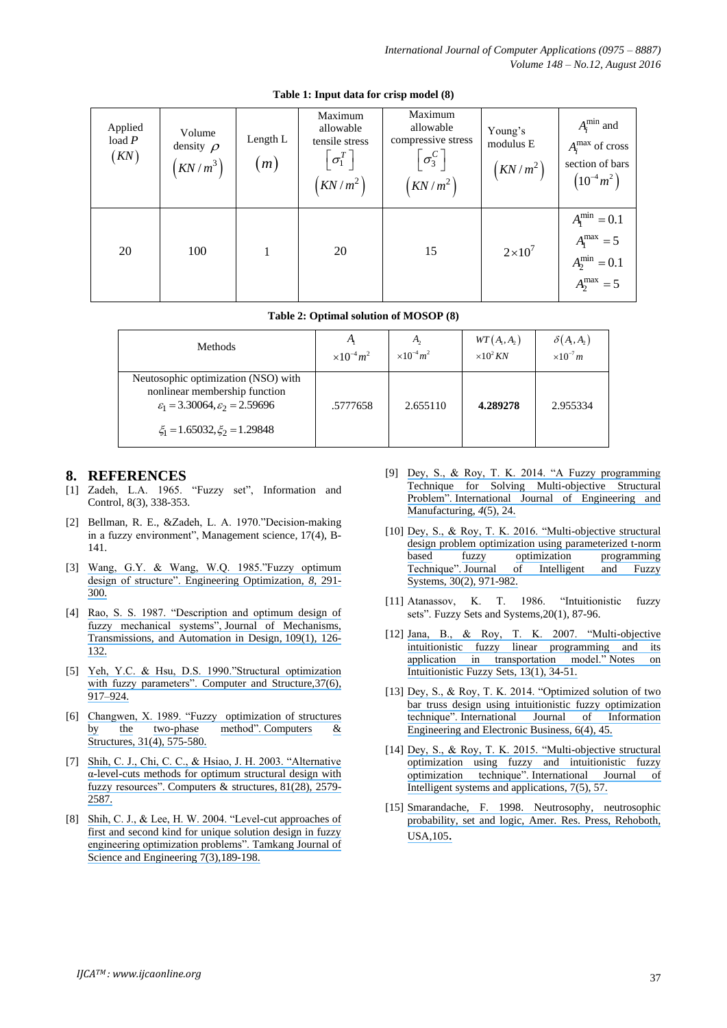**Table 1: Input data for crisp model (8)**

| Applied load $P$ $(KN)$ | Volume density $\rho$ $(KN/m^3)$ | Length L $(m)$ | Maximum allowable tensile stress $\left[\sigma_1^T\right]$ $(KN/m^2)$ | Maximum allowable compressive stress $\left[\sigma_3^C\right]$ $(KN/m^2)$ | Young's modulus E $(KN/m^2)$ | $A_i^{\min}$ and $A_i^{\max}$ of cross section of bars $(10^{-4}m^2)$ |
|---|---|---|---|---|---|---|
| 20 | 100 | 1 | 20 | 15 | $2\times10^7$ | $A_1^{\min}=0.1$ $A_1^{\max}=5$ $A_2^{\min}=0.1$ $A_2^{\max}=5$ |

**Table 2: Optimal solution of MOSOP (8)**

| Methods | $A_1$ $\times10^{-4}m^2$ | $A_2$ $\times10^{-4}m^2$ | $WT(A_1,A_2)$ $\times10^2KN$ | $\delta(A_1,A_2)$ $\times10^{-7}m$ |
|---|---|---|---|---|
| Neutosophic optimization (NSO) with nonlinear membership function $\varepsilon_1=3.30064,\varepsilon_2=2.59696$ $\xi_1=1.65032,\xi_2=1.29848$ | .5777658 | 2.655110 | **4.289278** | 2.955334 |

## 8. REFERENCES

[1] Zadeh, L.A. 1965. "Fuzzy set", Information and Control, 8(3), 338-353.

[2] Bellman, R. E., &Zadeh, L. A. 1970."Decision-making in a fuzzy environment", Management science, 17(4), B-141.

[3] Wang, G.Y. & Wang, W.Q. 1985."Fuzzy optimum design of structure". Engineering Optimization, *8*, 291-300.

[4] Rao, S. S. 1987. "Description and optimum design of fuzzy mechanical systems", Journal of Mechanisms, Transmissions, and Automation in Design, 109(1), 126-132.

[5] Yeh, Y.C. & Hsu, D.S. 1990."Structural optimization with fuzzy parameters". Computer and Structure,37(6), 917–924.

[6] Changwen, X. 1989. "Fuzzy optimization of structures by the two-phase method". Computers & Structures, 31(4), 575-580.

[7] Shih, C. J., Chi, C. C., & Hsiao, J. H. 2003. "Alternative α-level-cuts methods for optimum structural design with fuzzy resources". Computers & structures, 81(28), 2579-2587.

[8] Shih, C. J., & Lee, H. W. 2004. "Level-cut approaches of first and second kind for unique solution design in fuzzy engineering optimization problems". Tamkang Journal of Science and Engineering 7(3),189-198.

[9] Dey, S., & Roy, T. K. 2014. "A Fuzzy programming Technique for Solving Multi-objective Structural Problem". International Journal of Engineering and Manufacturing, *4*(5), 24.

[10] Dey, S., & Roy, T. K. 2016. "Multi-objective structural design problem optimization using parameterized t-norm based fuzzy optimization programming Technique". Journal of Intelligent and Fuzzy Systems, 30(2), 971-982.

[11] Atanassov, K. T. 1986. "Intuitionistic fuzzy sets". Fuzzy Sets and Systems,20(1), 87-96.

[12] Jana, B., & Roy, T. K. 2007. "Multi-objective intuitionistic fuzzy linear programming and its application in transportation model." Notes on Intuitionistic Fuzzy Sets, 13(1), 34-51.

[13] Dey, S., & Roy, T. K. 2014. "Optimized solution of two bar truss design using intuitionistic fuzzy optimization technique". International Journal of Information Engineering and Electronic Business, 6(4), 45.

[14] Dey, S., & Roy, T. K. 2015. "Multi-objective structural optimization using fuzzy and intuitionistic fuzzy optimization technique". International Journal of Intelligent systems and applications, 7(5), 57.

[15] Smarandache, F. 1998. Neutrosophy, neutrosophic probability, set and logic, Amer. Res. Press, Rehoboth, USA,105.